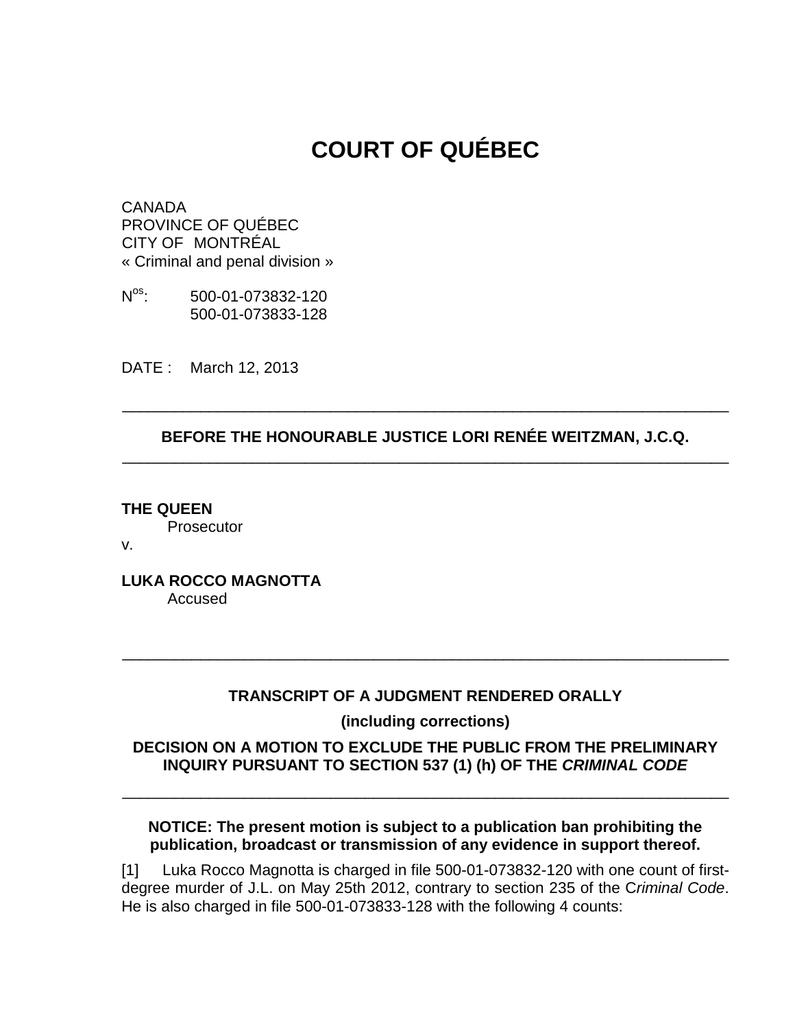# COURT OF QUÉBEC

CANADA
PROVINCE OF QUÉBEC
CITY OF MONTRÉAL
« Criminal and penal division »

N[os]: 500-01-073832-120
500-01-073833-128

DATE : March 12, 2013

---

**BEFORE THE HONOURABLE JUSTICE LORI RENÉE WEITZMAN, J.C.Q.**

---

**THE QUEEN**
Prosecutor
v.

**LUKA ROCCO MAGNOTTA**
Accused

---

**TRANSCRIPT OF A JUDGMENT RENDERED ORALLY**

**(including corrections)**

**DECISION ON A MOTION TO EXCLUDE THE PUBLIC FROM THE PRELIMINARY INQUIRY PURSUANT TO SECTION 537 (1) (h) OF THE *CRIMINAL CODE***

---

**NOTICE: The present motion is subject to a publication ban prohibiting the publication, broadcast or transmission of any evidence in support thereof.**

[1] Luka Rocco Magnotta is charged in file 500-01-073832-120 with one count of first-degree murder of J.L. on May 25th 2012, contrary to section 235 of the C*riminal Code*. He is also charged in file 500-01-073833-128 with the following 4 counts: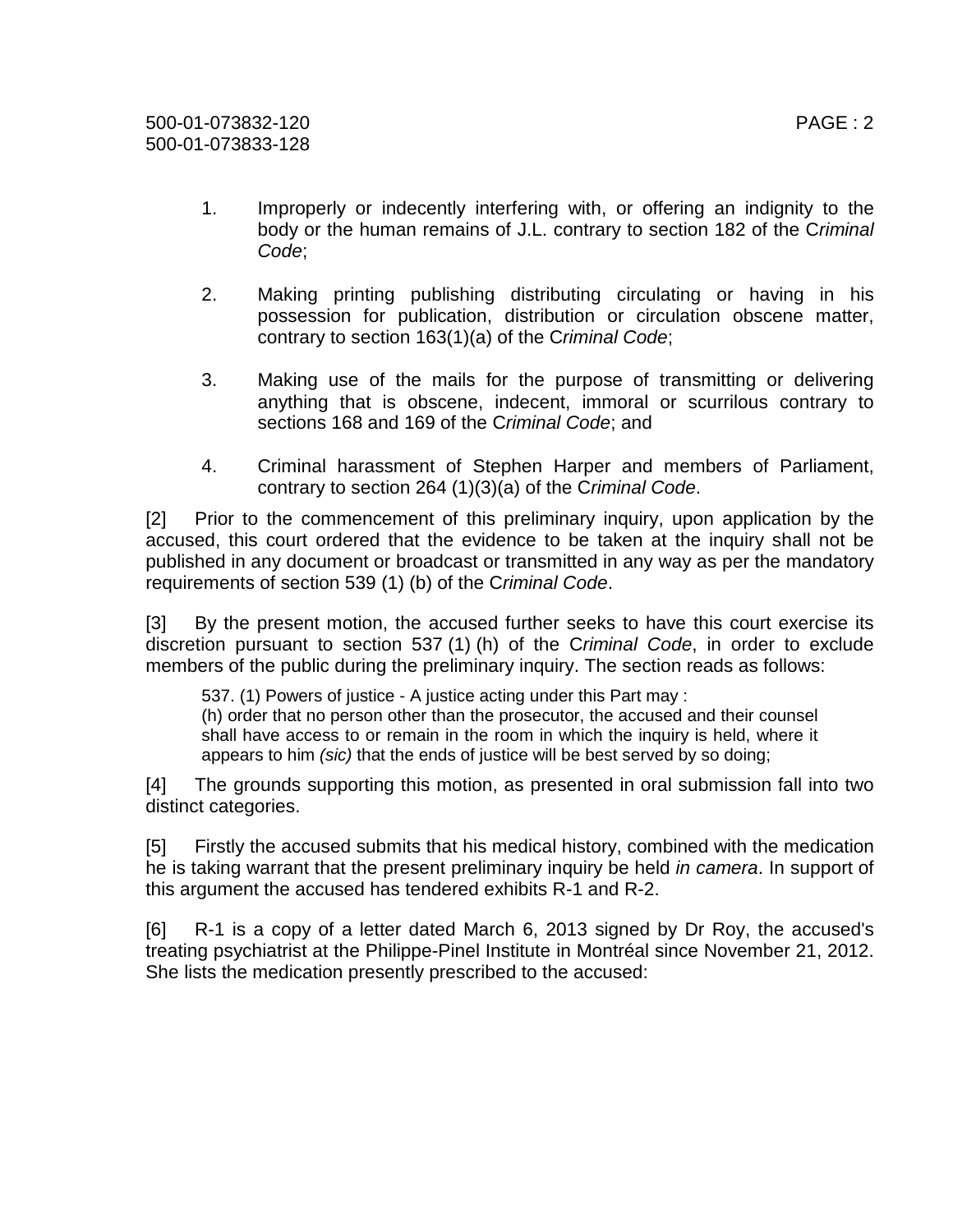1. Improperly or indecently interfering with, or offering an indignity to the body or the human remains of J.L. contrary to section 182 of the C*riminal Code*;

2. Making printing publishing distributing circulating or having in his possession for publication, distribution or circulation obscene matter, contrary to section 163(1)(a) of the C*riminal Code*;

3. Making use of the mails for the purpose of transmitting or delivering anything that is obscene, indecent, immoral or scurrilous contrary to sections 168 and 169 of the C*riminal Code*; and

4. Criminal harassment of Stephen Harper and members of Parliament, contrary to section 264 (1)(3)(a) of the C*riminal Code*.

[2] Prior to the commencement of this preliminary inquiry, upon application by the accused, this court ordered that the evidence to be taken at the inquiry shall not be published in any document or broadcast or transmitted in any way as per the mandatory requirements of section 539 (1) (b) of the C*riminal Code*.

[3] By the present motion, the accused further seeks to have this court exercise its discretion pursuant to section 537 (1) (h) of the C*riminal Code*, in order to exclude members of the public during the preliminary inquiry. The section reads as follows:

> 537. (1) Powers of justice - A justice acting under this Part may :
> (h) order that no person other than the prosecutor, the accused and their counsel shall have access to or remain in the room in which the inquiry is held, where it appears to him *(sic)* that the ends of justice will be best served by so doing;

[4] The grounds supporting this motion, as presented in oral submission fall into two distinct categories.

[5] Firstly the accused submits that his medical history, combined with the medication he is taking warrant that the present preliminary inquiry be held *in camera*. In support of this argument the accused has tendered exhibits R-1 and R-2.

[6] R-1 is a copy of a letter dated March 6, 2013 signed by Dr Roy, the accused's treating psychiatrist at the Philippe-Pinel Institute in Montréal since November 21, 2012. She lists the medication presently prescribed to the accused: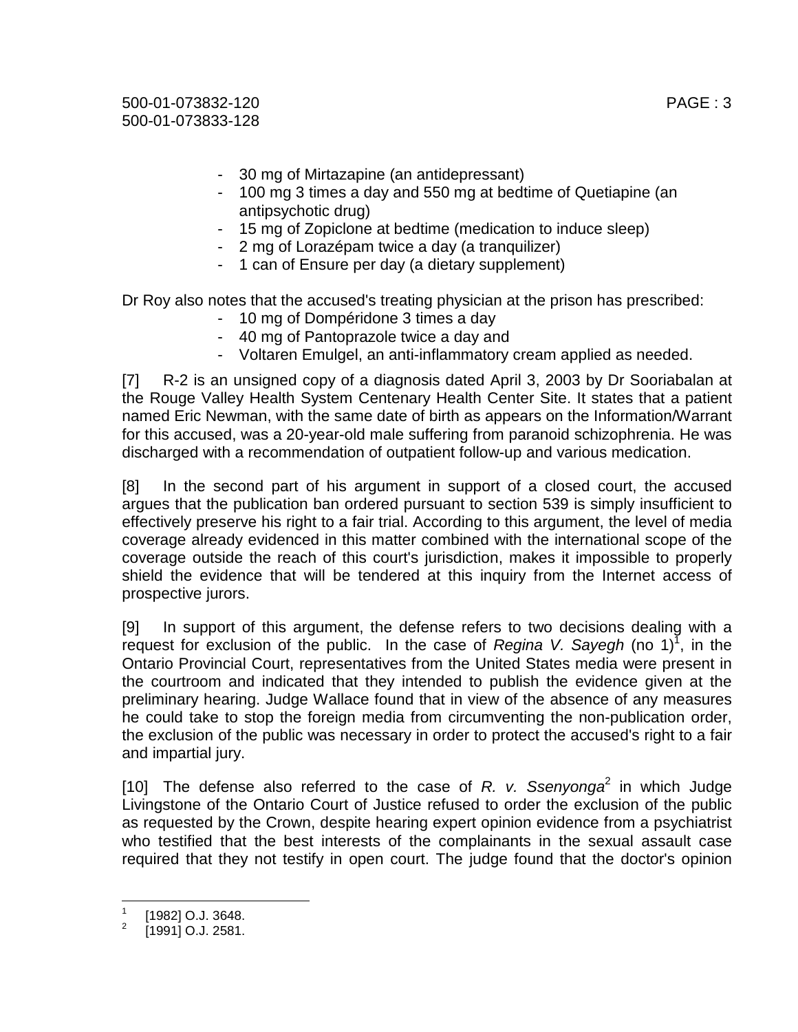- 30 mg of Mirtazapine (an antidepressant)
- 100 mg 3 times a day and 550 mg at bedtime of Quetiapine (an antipsychotic drug)
- 15 mg of Zopiclone at bedtime (medication to induce sleep)
- 2 mg of Lorazépam twice a day (a tranquilizer)
- 1 can of Ensure per day (a dietary supplement)

Dr Roy also notes that the accused's treating physician at the prison has prescribed:

- 10 mg of Dompéridone 3 times a day
- 40 mg of Pantoprazole twice a day and
- Voltaren Emulgel, an anti-inflammatory cream applied as needed.

[7] R-2 is an unsigned copy of a diagnosis dated April 3, 2003 by Dr Sooriabalan at the Rouge Valley Health System Centenary Health Center Site. It states that a patient named Eric Newman, with the same date of birth as appears on the Information/Warrant for this accused, was a 20-year-old male suffering from paranoid schizophrenia. He was discharged with a recommendation of outpatient follow-up and various medication.

[8] In the second part of his argument in support of a closed court, the accused argues that the publication ban ordered pursuant to section 539 is simply insufficient to effectively preserve his right to a fair trial. According to this argument, the level of media coverage already evidenced in this matter combined with the international scope of the coverage outside the reach of this court's jurisdiction, makes it impossible to properly shield the evidence that will be tendered at this inquiry from the Internet access of prospective jurors.

[9] In support of this argument, the defense refers to two decisions dealing with a request for exclusion of the public. In the case of *Regina V. Sayegh* (no 1)[1], in the Ontario Provincial Court, representatives from the United States media were present in the courtroom and indicated that they intended to publish the evidence given at the preliminary hearing. Judge Wallace found that in view of the absence of any measures he could take to stop the foreign media from circumventing the non-publication order, the exclusion of the public was necessary in order to protect the accused's right to a fair and impartial jury.

[10] The defense also referred to the case of *R. v. Ssenyonga*[2] in which Judge Livingstone of the Ontario Court of Justice refused to order the exclusion of the public as requested by the Crown, despite hearing expert opinion evidence from a psychiatrist who testified that the best interests of the complainants in the sexual assault case required that they not testify in open court. The judge found that the doctor's opinion

---

[1] [1982] O.J. 3648.

[2] [1991] O.J. 2581.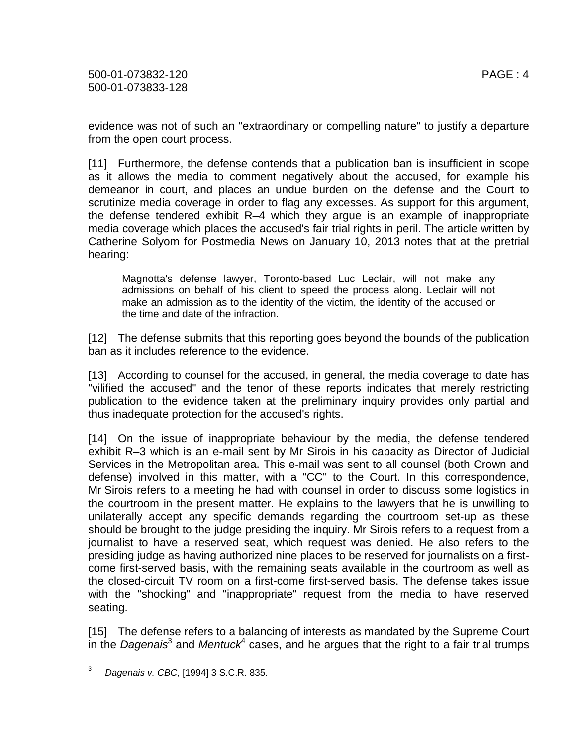evidence was not of such an "extraordinary or compelling nature" to justify a departure from the open court process.

[11] Furthermore, the defense contends that a publication ban is insufficient in scope as it allows the media to comment negatively about the accused, for example his demeanor in court, and places an undue burden on the defense and the Court to scrutinize media coverage in order to flag any excesses. As support for this argument, the defense tendered exhibit R–4 which they argue is an example of inappropriate media coverage which places the accused's fair trial rights in peril. The article written by Catherine Solyom for Postmedia News on January 10, 2013 notes that at the pretrial hearing:

> Magnotta's defense lawyer, Toronto-based Luc Leclair, will not make any admissions on behalf of his client to speed the process along. Leclair will not make an admission as to the identity of the victim, the identity of the accused or the time and date of the infraction.

[12] The defense submits that this reporting goes beyond the bounds of the publication ban as it includes reference to the evidence.

[13] According to counsel for the accused, in general, the media coverage to date has "vilified the accused" and the tenor of these reports indicates that merely restricting publication to the evidence taken at the preliminary inquiry provides only partial and thus inadequate protection for the accused's rights.

[14] On the issue of inappropriate behaviour by the media, the defense tendered exhibit R–3 which is an e-mail sent by Mr Sirois in his capacity as Director of Judicial Services in the Metropolitan area. This e-mail was sent to all counsel (both Crown and defense) involved in this matter, with a "CC" to the Court. In this correspondence, Mr Sirois refers to a meeting he had with counsel in order to discuss some logistics in the courtroom in the present matter. He explains to the lawyers that he is unwilling to unilaterally accept any specific demands regarding the courtroom set-up as these should be brought to the judge presiding the inquiry. Mr Sirois refers to a request from a journalist to have a reserved seat, which request was denied. He also refers to the presiding judge as having authorized nine places to be reserved for journalists on a first-come first-served basis, with the remaining seats available in the courtroom as well as the closed-circuit TV room on a first-come first-served basis. The defense takes issue with the "shocking" and "inappropriate" request from the media to have reserved seating.

[15] The defense refers to a balancing of interests as mandated by the Supreme Court in the *Dagenais*[3] and *Mentuck*[4] cases, and he argues that the right to a fair trial trumps

---

[3] *Dagenais v. CBC*, [1994] 3 S.C.R. 835.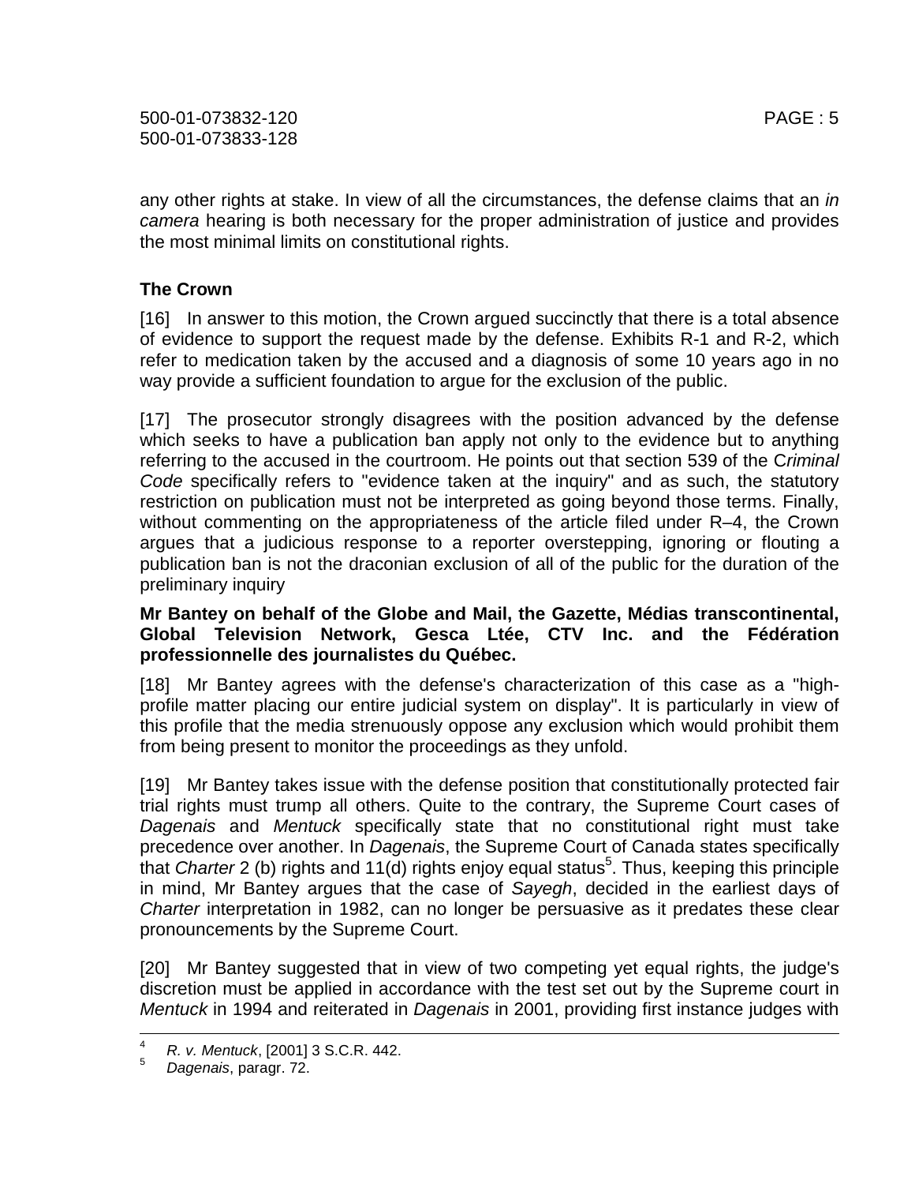any other rights at stake. In view of all the circumstances, the defense claims that an *in camera* hearing is both necessary for the proper administration of justice and provides the most minimal limits on constitutional rights.

**The Crown**

[16] In answer to this motion, the Crown argued succinctly that there is a total absence of evidence to support the request made by the defense. Exhibits R-1 and R-2, which refer to medication taken by the accused and a diagnosis of some 10 years ago in no way provide a sufficient foundation to argue for the exclusion of the public.

[17] The prosecutor strongly disagrees with the position advanced by the defense which seeks to have a publication ban apply not only to the evidence but to anything referring to the accused in the courtroom. He points out that section 539 of the C*riminal Code* specifically refers to "evidence taken at the inquiry" and as such, the statutory restriction on publication must not be interpreted as going beyond those terms. Finally, without commenting on the appropriateness of the article filed under R–4, the Crown argues that a judicious response to a reporter overstepping, ignoring or flouting a publication ban is not the draconian exclusion of all of the public for the duration of the preliminary inquiry

**Mr Bantey on behalf of the Globe and Mail, the Gazette, Médias transcontinental, Global Television Network, Gesca Ltée, CTV Inc. and the Fédération professionnelle des journalistes du Québec.**

[18] Mr Bantey agrees with the defense's characterization of this case as a "high-profile matter placing our entire judicial system on display". It is particularly in view of this profile that the media strenuously oppose any exclusion which would prohibit them from being present to monitor the proceedings as they unfold.

[19] Mr Bantey takes issue with the defense position that constitutionally protected fair trial rights must trump all others. Quite to the contrary, the Supreme Court cases of *Dagenais* and *Mentuck* specifically state that no constitutional right must take precedence over another. In *Dagenais*, the Supreme Court of Canada states specifically that *Charter* 2 (b) rights and 11(d) rights enjoy equal status[5]. Thus, keeping this principle in mind, Mr Bantey argues that the case of *Sayegh*, decided in the earliest days of *Charter* interpretation in 1982, can no longer be persuasive as it predates these clear pronouncements by the Supreme Court.

[20] Mr Bantey suggested that in view of two competing yet equal rights, the judge's discretion must be applied in accordance with the test set out by the Supreme court in *Mentuck* in 1994 and reiterated in *Dagenais* in 2001, providing first instance judges with

---

[4] *R. v. Mentuck*, [2001] 3 S.C.R. 442.

[5] *Dagenais*, paragr. 72.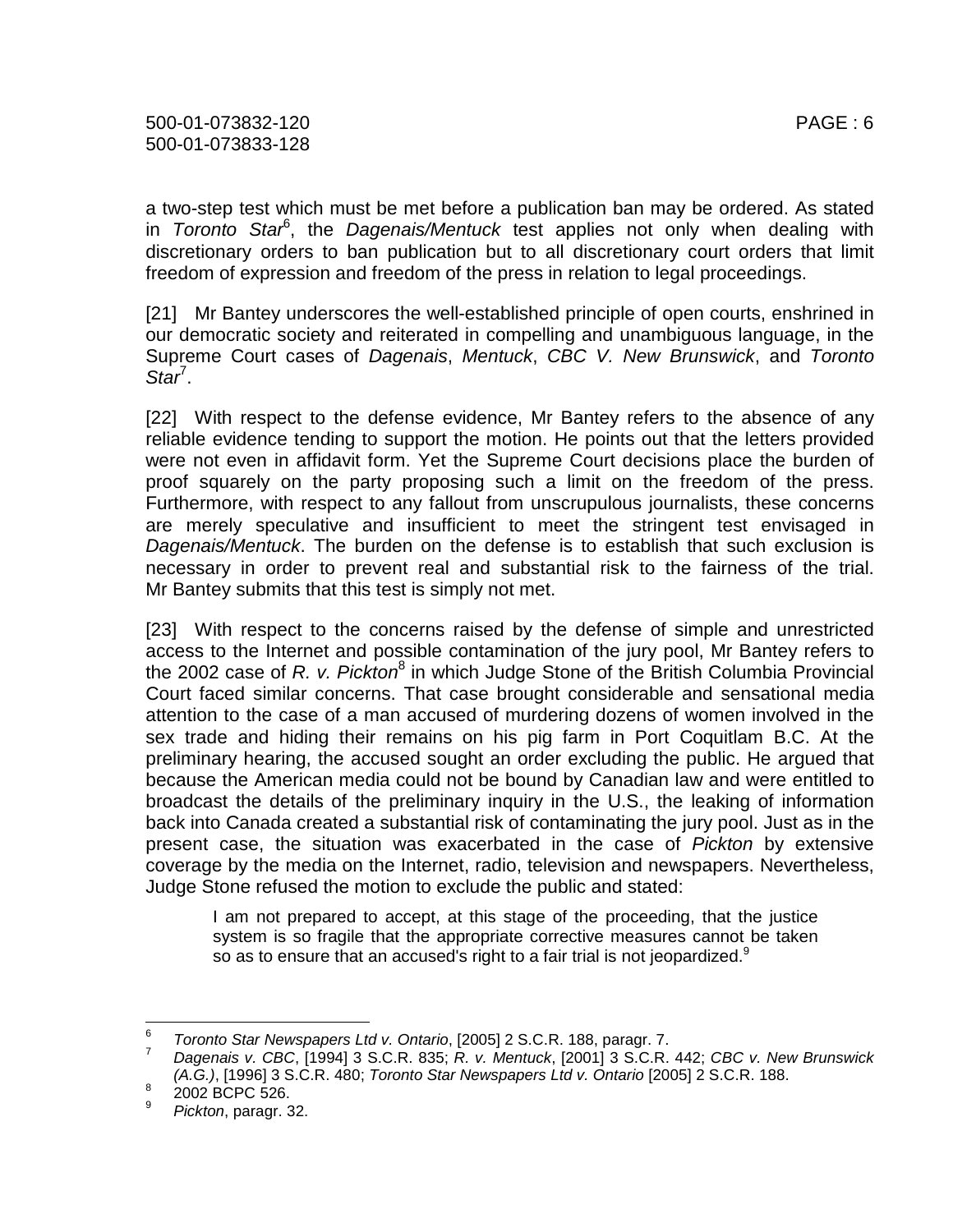a two-step test which must be met before a publication ban may be ordered. As stated in *Toronto Star*[6], the *Dagenais/Mentuck* test applies not only when dealing with discretionary orders to ban publication but to all discretionary court orders that limit freedom of expression and freedom of the press in relation to legal proceedings.

[21] Mr Bantey underscores the well-established principle of open courts, enshrined in our democratic society and reiterated in compelling and unambiguous language, in the Supreme Court cases of *Dagenais*, *Mentuck*, *CBC V. New Brunswick*, and *Toronto Star*[7].

[22] With respect to the defense evidence, Mr Bantey refers to the absence of any reliable evidence tending to support the motion. He points out that the letters provided were not even in affidavit form. Yet the Supreme Court decisions place the burden of proof squarely on the party proposing such a limit on the freedom of the press. Furthermore, with respect to any fallout from unscrupulous journalists, these concerns are merely speculative and insufficient to meet the stringent test envisaged in *Dagenais/Mentuck*. The burden on the defense is to establish that such exclusion is necessary in order to prevent real and substantial risk to the fairness of the trial. Mr Bantey submits that this test is simply not met.

[23] With respect to the concerns raised by the defense of simple and unrestricted access to the Internet and possible contamination of the jury pool, Mr Bantey refers to the 2002 case of *R. v. Pickton*[8] in which Judge Stone of the British Columbia Provincial Court faced similar concerns. That case brought considerable and sensational media attention to the case of a man accused of murdering dozens of women involved in the sex trade and hiding their remains on his pig farm in Port Coquitlam B.C. At the preliminary hearing, the accused sought an order excluding the public. He argued that because the American media could not be bound by Canadian law and were entitled to broadcast the details of the preliminary inquiry in the U.S., the leaking of information back into Canada created a substantial risk of contaminating the jury pool. Just as in the present case, the situation was exacerbated in the case of *Pickton* by extensive coverage by the media on the Internet, radio, television and newspapers. Nevertheless, Judge Stone refused the motion to exclude the public and stated:

> I am not prepared to accept, at this stage of the proceeding, that the justice system is so fragile that the appropriate corrective measures cannot be taken so as to ensure that an accused's right to a fair trial is not jeopardized.[9]

---

[6] *Toronto Star Newspapers Ltd v. Ontario*, [2005] 2 S.C.R. 188, paragr. 7.

[7] *Dagenais v. CBC*, [1994] 3 S.C.R. 835; *R. v. Mentuck*, [2001] 3 S.C.R. 442; *CBC v. New Brunswick (A.G.)*, [1996] 3 S.C.R. 480; *Toronto Star Newspapers Ltd v. Ontario* [2005] 2 S.C.R. 188.

[8] 2002 BCPC 526.

[9] *Pickton*, paragr. 32.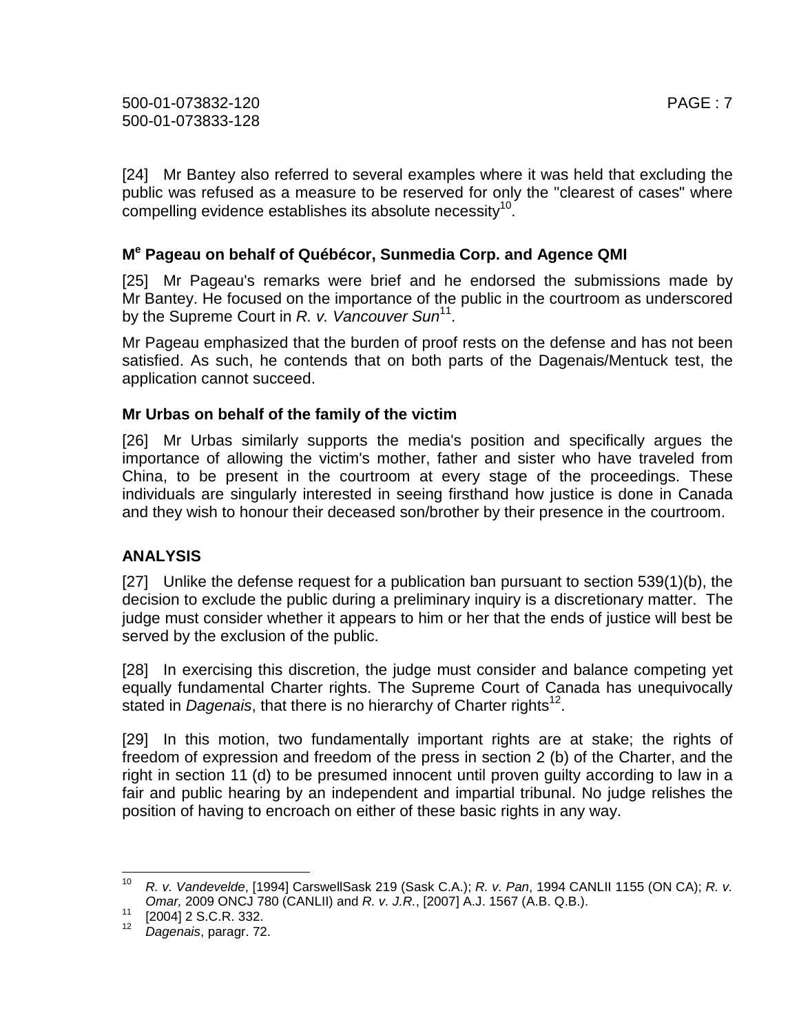[24] Mr Bantey also referred to several examples where it was held that excluding the public was refused as a measure to be reserved for only the "clearest of cases" where compelling evidence establishes its absolute necessity[10].

### Me Pageau on behalf of Québécor, Sunmedia Corp. and Agence QMI

[25] Mr Pageau's remarks were brief and he endorsed the submissions made by Mr Bantey. He focused on the importance of the public in the courtroom as underscored by the Supreme Court in *R. v. Vancouver Sun*[11].

Mr Pageau emphasized that the burden of proof rests on the defense and has not been satisfied. As such, he contends that on both parts of the Dagenais/Mentuck test, the application cannot succeed.

### Mr Urbas on behalf of the family of the victim

[26] Mr Urbas similarly supports the media's position and specifically argues the importance of allowing the victim's mother, father and sister who have traveled from China, to be present in the courtroom at every stage of the proceedings. These individuals are singularly interested in seeing firsthand how justice is done in Canada and they wish to honour their deceased son/brother by their presence in the courtroom.

## ANALYSIS

[27] Unlike the defense request for a publication ban pursuant to section 539(1)(b), the decision to exclude the public during a preliminary inquiry is a discretionary matter. The judge must consider whether it appears to him or her that the ends of justice will best be served by the exclusion of the public.

[28] In exercising this discretion, the judge must consider and balance competing yet equally fundamental Charter rights. The Supreme Court of Canada has unequivocally stated in *Dagenais*, that there is no hierarchy of Charter rights[12].

[29] In this motion, two fundamentally important rights are at stake; the rights of freedom of expression and freedom of the press in section 2 (b) of the Charter, and the right in section 11 (d) to be presumed innocent until proven guilty according to law in a fair and public hearing by an independent and impartial tribunal. No judge relishes the position of having to encroach on either of these basic rights in any way.

---

[10] *R. v. Vandevelde*, [1994] CarswellSask 219 (Sask C.A.); *R. v. Pan*, 1994 CANLII 1155 (ON CA); *R. v. Omar,* 2009 ONCJ 780 (CANLII) and *R. v. J.R.*, [2007] A.J. 1567 (A.B. Q.B.).

[11] [2004] 2 S.C.R. 332.

[12] *Dagenais*, paragr. 72.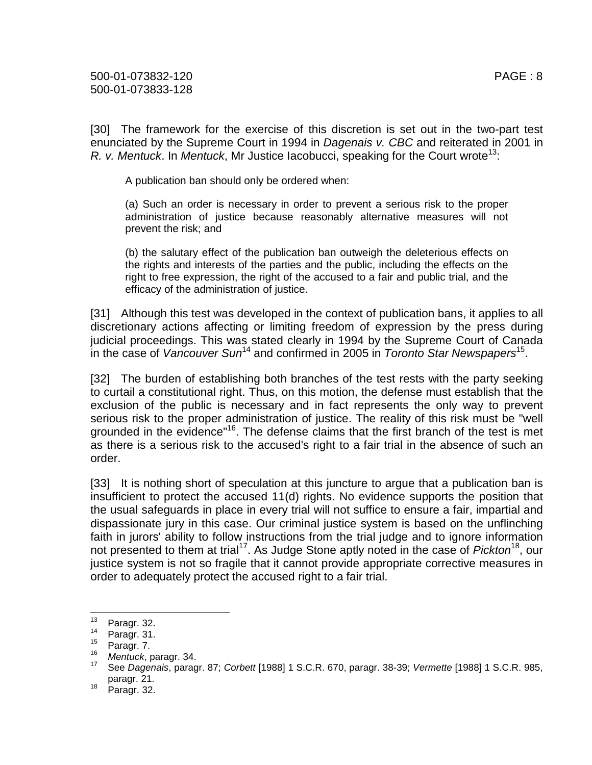[30] The framework for the exercise of this discretion is set out in the two-part test enunciated by the Supreme Court in 1994 in *Dagenais v. CBC* and reiterated in 2001 in *R. v. Mentuck*. In *Mentuck*, Mr Justice Iacobucci, speaking for the Court wrote[13]:

> A publication ban should only be ordered when:
>
> (a) Such an order is necessary in order to prevent a serious risk to the proper administration of justice because reasonably alternative measures will not prevent the risk; and
>
> (b) the salutary effect of the publication ban outweigh the deleterious effects on the rights and interests of the parties and the public, including the effects on the right to free expression, the right of the accused to a fair and public trial, and the efficacy of the administration of justice.

[31] Although this test was developed in the context of publication bans, it applies to all discretionary actions affecting or limiting freedom of expression by the press during judicial proceedings. This was stated clearly in 1994 by the Supreme Court of Canada in the case of *Vancouver Sun*[14] and confirmed in 2005 in *Toronto Star Newspapers*[15].

[32] The burden of establishing both branches of the test rests with the party seeking to curtail a constitutional right. Thus, on this motion, the defense must establish that the exclusion of the public is necessary and in fact represents the only way to prevent serious risk to the proper administration of justice. The reality of this risk must be "well grounded in the evidence"[16]. The defense claims that the first branch of the test is met as there is a serious risk to the accused's right to a fair trial in the absence of such an order.

[33] It is nothing short of speculation at this juncture to argue that a publication ban is insufficient to protect the accused 11(d) rights. No evidence supports the position that the usual safeguards in place in every trial will not suffice to ensure a fair, impartial and dispassionate jury in this case. Our criminal justice system is based on the unflinching faith in jurors' ability to follow instructions from the trial judge and to ignore information not presented to them at trial[17]. As Judge Stone aptly noted in the case of *Pickton*[18], our justice system is not so fragile that it cannot provide appropriate corrective measures in order to adequately protect the accused right to a fair trial.

---

[13] Paragr. 32.

[14] Paragr. 31.

[15] Paragr. 7.

[16] *Mentuck*, paragr. 34.

[17] See *Dagenais*, paragr. 87; *Corbett* [1988] 1 S.C.R. 670, paragr. 38-39; *Vermette* [1988] 1 S.C.R. 985, paragr. 21.

[18] Paragr. 32.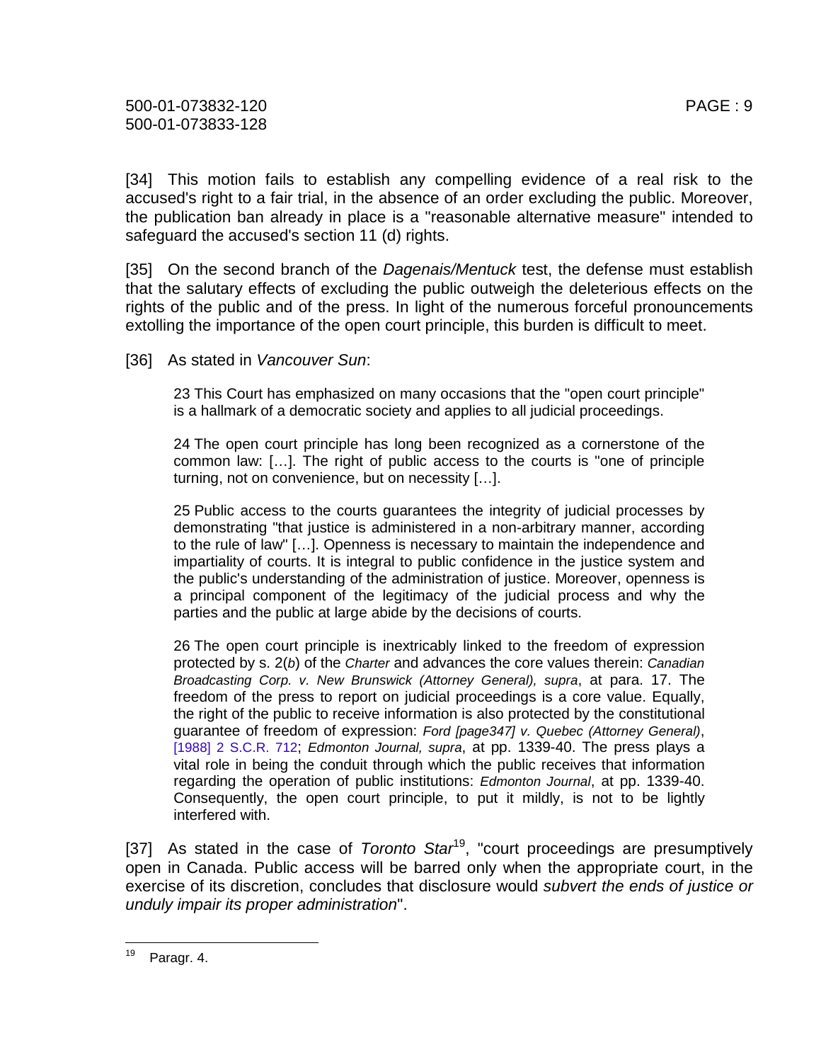[34] This motion fails to establish any compelling evidence of a real risk to the accused's right to a fair trial, in the absence of an order excluding the public. Moreover, the publication ban already in place is a "reasonable alternative measure" intended to safeguard the accused's section 11 (d) rights.

[35] On the second branch of the *Dagenais/Mentuck* test, the defense must establish that the salutary effects of excluding the public outweigh the deleterious effects on the rights of the public and of the press. In light of the numerous forceful pronouncements extolling the importance of the open court principle, this burden is difficult to meet.

[36] As stated in *Vancouver Sun*:

> 23 This Court has emphasized on many occasions that the "open court principle" is a hallmark of a democratic society and applies to all judicial proceedings.
>
> 24 The open court principle has long been recognized as a cornerstone of the common law: […]. The right of public access to the courts is "one of principle turning, not on convenience, but on necessity […].
>
> 25 Public access to the courts guarantees the integrity of judicial processes by demonstrating "that justice is administered in a non-arbitrary manner, according to the rule of law" […]. Openness is necessary to maintain the independence and impartiality of courts. It is integral to public confidence in the justice system and the public's understanding of the administration of justice. Moreover, openness is a principal component of the legitimacy of the judicial process and why the parties and the public at large abide by the decisions of courts.
>
> 26 The open court principle is inextricably linked to the freedom of expression protected by s. 2(*b*) of the *Charter* and advances the core values therein: *Canadian Broadcasting Corp. v. New Brunswick (Attorney General), supra*, at para. 17. The freedom of the press to report on judicial proceedings is a core value. Equally, the right of the public to receive information is also protected by the constitutional guarantee of freedom of expression: *Ford [page347] v. Quebec (Attorney General)*, [1988] 2 S.C.R. 712; *Edmonton Journal, supra*, at pp. 1339-40. The press plays a vital role in being the conduit through which the public receives that information regarding the operation of public institutions: *Edmonton Journal*, at pp. 1339-40. Consequently, the open court principle, to put it mildly, is not to be lightly interfered with.

[37] As stated in the case of *Toronto Star*[19], "court proceedings are presumptively open in Canada. Public access will be barred only when the appropriate court, in the exercise of its discretion, concludes that disclosure would *subvert the ends of justice or unduly impair its proper administration*".

[19] Paragr. 4.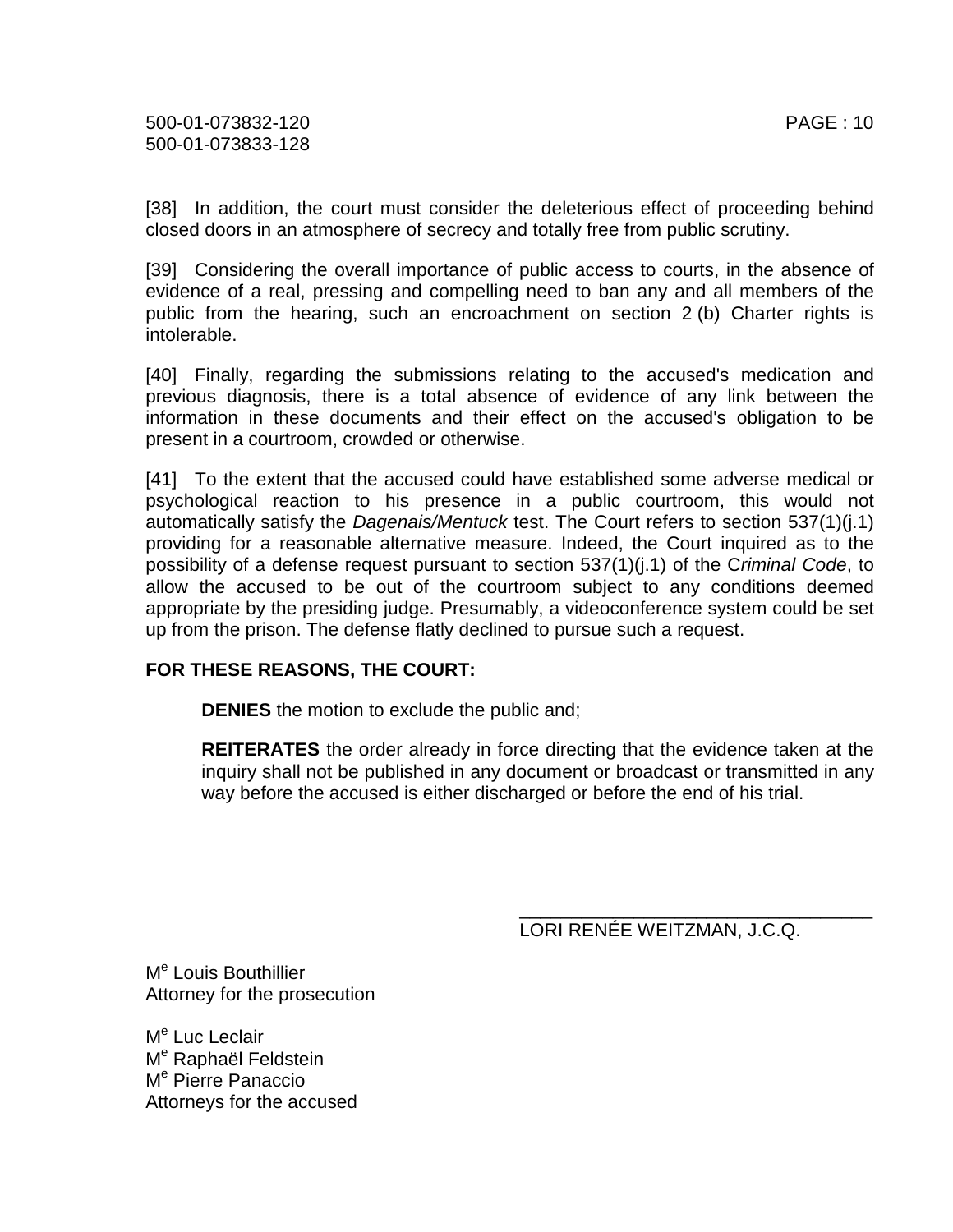[38] In addition, the court must consider the deleterious effect of proceeding behind closed doors in an atmosphere of secrecy and totally free from public scrutiny.

[39] Considering the overall importance of public access to courts, in the absence of evidence of a real, pressing and compelling need to ban any and all members of the public from the hearing, such an encroachment on section 2 (b) Charter rights is intolerable.

[40] Finally, regarding the submissions relating to the accused's medication and previous diagnosis, there is a total absence of evidence of any link between the information in these documents and their effect on the accused's obligation to be present in a courtroom, crowded or otherwise.

[41] To the extent that the accused could have established some adverse medical or psychological reaction to his presence in a public courtroom, this would not automatically satisfy the *Dagenais/Mentuck* test. The Court refers to section 537(1)(j.1) providing for a reasonable alternative measure. Indeed, the Court inquired as to the possibility of a defense request pursuant to section 537(1)(j.1) of the C*riminal Code*, to allow the accused to be out of the courtroom subject to any conditions deemed appropriate by the presiding judge. Presumably, a videoconference system could be set up from the prison. The defense flatly declined to pursue such a request.

**FOR THESE REASONS, THE COURT:**

> **DENIES** the motion to exclude the public and;
>
> **REITERATES** the order already in force directing that the evidence taken at the inquiry shall not be published in any document or broadcast or transmitted in any way before the accused is either discharged or before the end of his trial.

__________________________________
LORI RENÉE WEITZMAN, J.C.Q.

M[e] Louis Bouthillier
Attorney for the prosecution

M[e] Luc Leclair
M[e] Raphaël Feldstein
M[e] Pierre Panaccio
Attorneys for the accused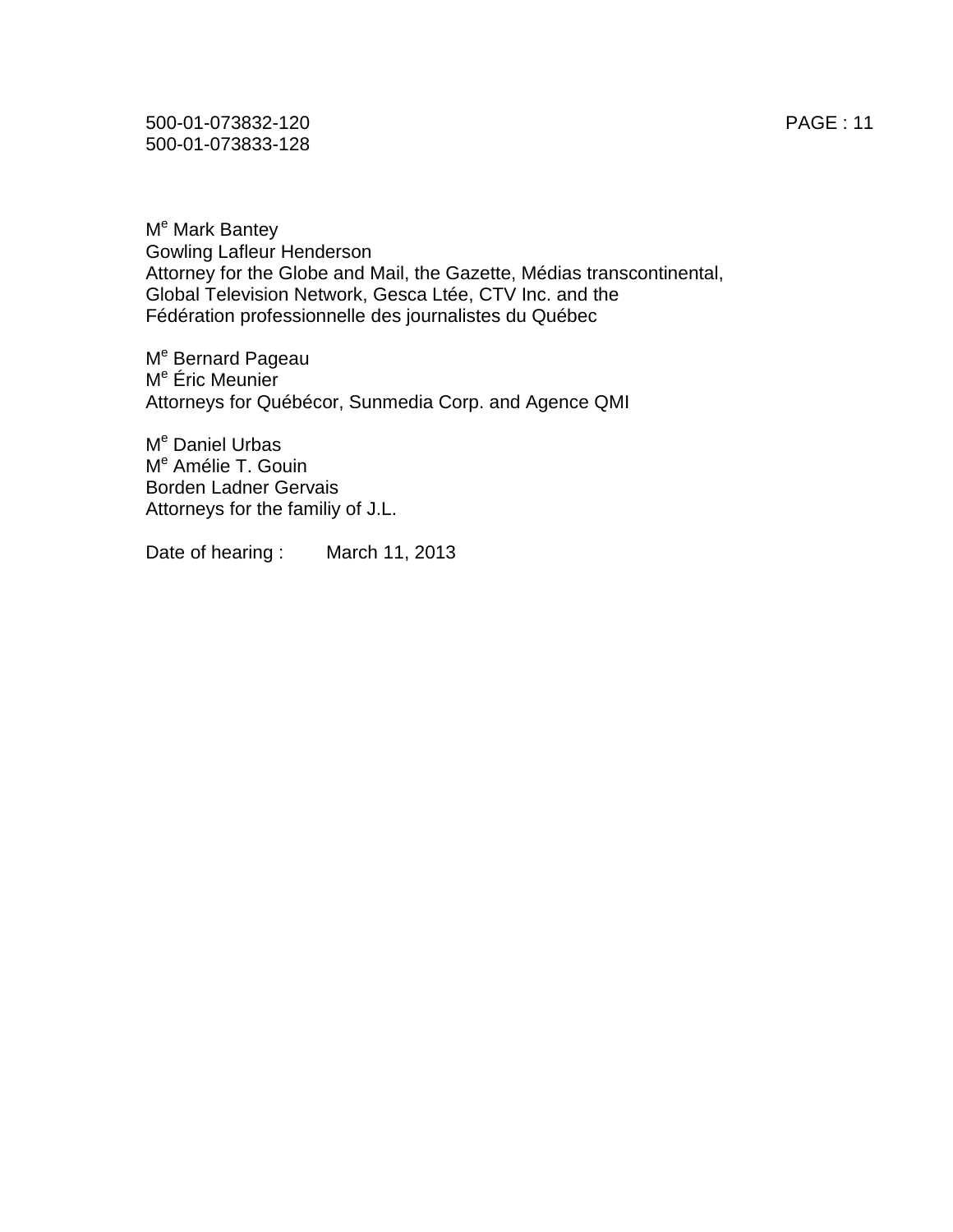500-01-073832-120
500-01-073833-128

M[e] Mark Bantey
Gowling Lafleur Henderson
Attorney for the Globe and Mail, the Gazette, Médias transcontinental, Global Television Network, Gesca Ltée, CTV Inc. and the Fédération professionnelle des journalistes du Québec

M[e] Bernard Pageau
M[e] Éric Meunier
Attorneys for Québécor, Sunmedia Corp. and Agence QMI

M[e] Daniel Urbas
M[e] Amélie T. Gouin
Borden Ladner Gervais
Attorneys for the familiy of J.L.

Date of hearing : March 11, 2013